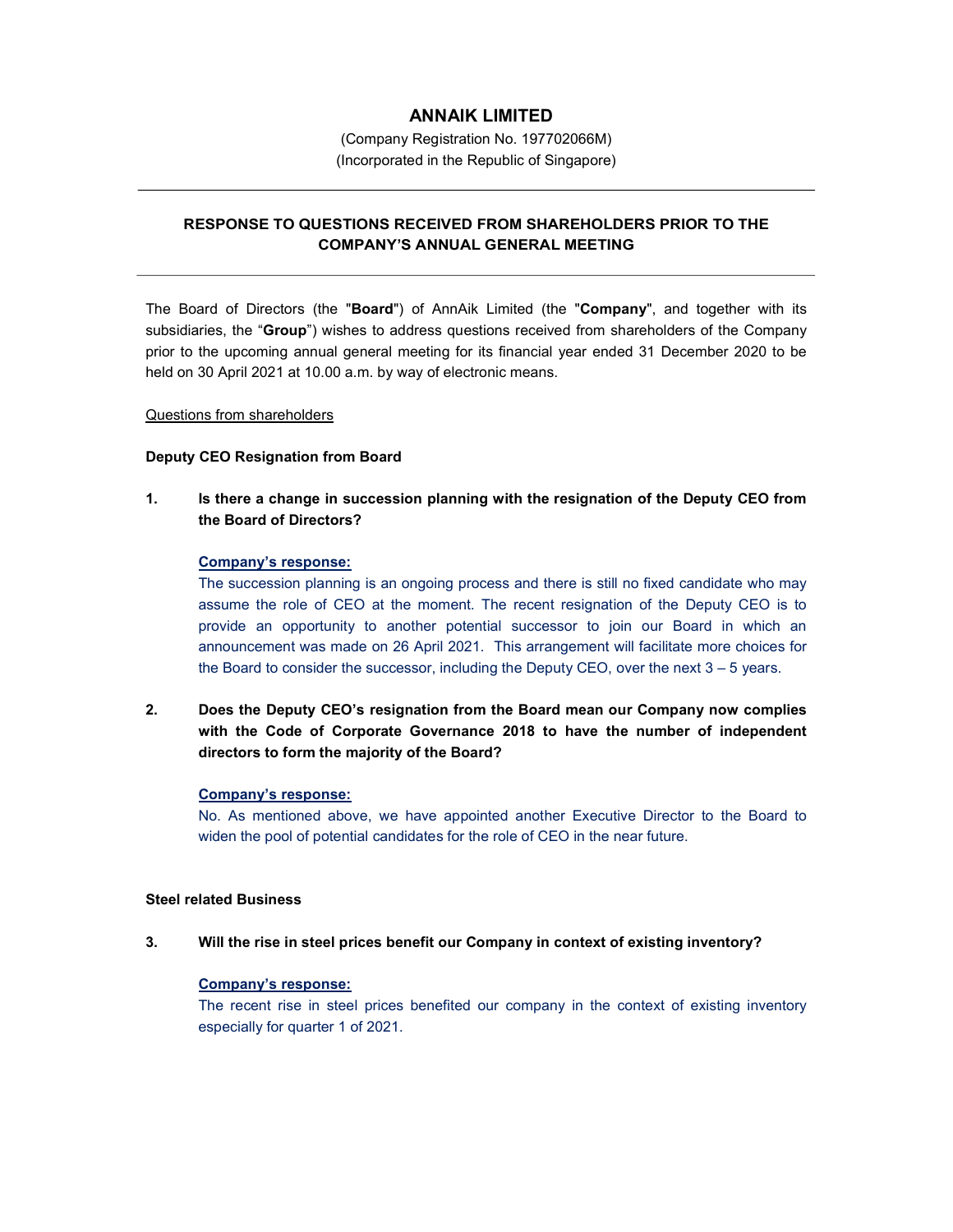# ANNAIK LIMITED

(Company Registration No. 197702066M)
(Incorporated in the Republic of Singapore)

---

## RESPONSE TO QUESTIONS RECEIVED FROM SHAREHOLDERS PRIOR TO THE COMPANY'S ANNUAL GENERAL MEETING

---

The Board of Directors (the "**Board**") of AnnAik Limited (the "**Company**", and together with its subsidiaries, the "**Group**") wishes to address questions received from shareholders of the Company prior to the upcoming annual general meeting for its financial year ended 31 December 2020 to be held on 30 April 2021 at 10.00 a.m. by way of electronic means.

Questions from shareholders

**Deputy CEO Resignation from Board**

1. **Is there a change in succession planning with the resignation of the Deputy CEO from the Board of Directors?**

   **Company's response:**

   The succession planning is an ongoing process and there is still no fixed candidate who may assume the role of CEO at the moment. The recent resignation of the Deputy CEO is to provide an opportunity to another potential successor to join our Board in which an announcement was made on 26 April 2021. This arrangement will facilitate more choices for the Board to consider the successor, including the Deputy CEO, over the next 3 – 5 years.

2. **Does the Deputy CEO's resignation from the Board mean our Company now complies with the Code of Corporate Governance 2018 to have the number of independent directors to form the majority of the Board?**

   **Company's response:**

   No. As mentioned above, we have appointed another Executive Director to the Board to widen the pool of potential candidates for the role of CEO in the near future.

**Steel related Business**

3. **Will the rise in steel prices benefit our Company in context of existing inventory?**

   **Company's response:**

   The recent rise in steel prices benefited our company in the context of existing inventory especially for quarter 1 of 2021.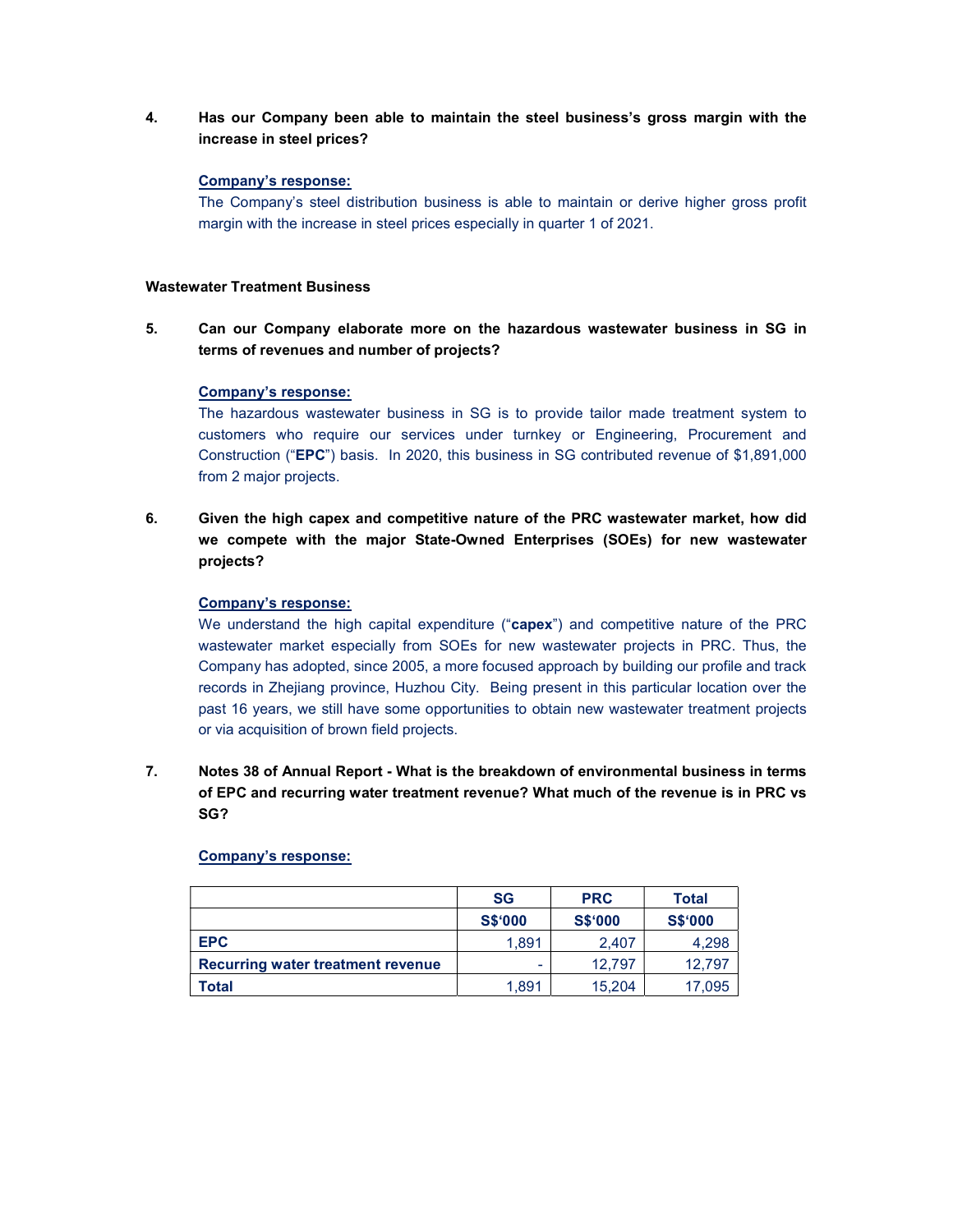**4. Has our Company been able to maintain the steel business's gross margin with the increase in steel prices?**

**Company's response:**

The Company's steel distribution business is able to maintain or derive higher gross profit margin with the increase in steel prices especially in quarter 1 of 2021.

**Wastewater Treatment Business**

**5. Can our Company elaborate more on the hazardous wastewater business in SG in terms of revenues and number of projects?**

**Company's response:**

The hazardous wastewater business in SG is to provide tailor made treatment system to customers who require our services under turnkey or Engineering, Procurement and Construction ("**EPC**") basis. In 2020, this business in SG contributed revenue of $1,891,000 from 2 major projects.

**6. Given the high capex and competitive nature of the PRC wastewater market, how did we compete with the major State-Owned Enterprises (SOEs) for new wastewater projects?**

**Company's response:**

We understand the high capital expenditure ("**capex**") and competitive nature of the PRC wastewater market especially from SOEs for new wastewater projects in PRC. Thus, the Company has adopted, since 2005, a more focused approach by building our profile and track records in Zhejiang province, Huzhou City. Being present in this particular location over the past 16 years, we still have some opportunities to obtain new wastewater treatment projects or via acquisition of brown field projects.

**7. Notes 38 of Annual Report - What is the breakdown of environmental business in terms of EPC and recurring water treatment revenue? What much of the revenue is in PRC vs SG?**

**Company's response:**

| | SG | PRC | Total |
|---|---|---|---|
| | S$'000 | S$'000 | S$'000 |
| **EPC** | 1,891 | 2,407 | 4,298 |
| **Recurring water treatment revenue** | - | 12,797 | 12,797 |
| **Total** | 1,891 | 15,204 | 17,095 |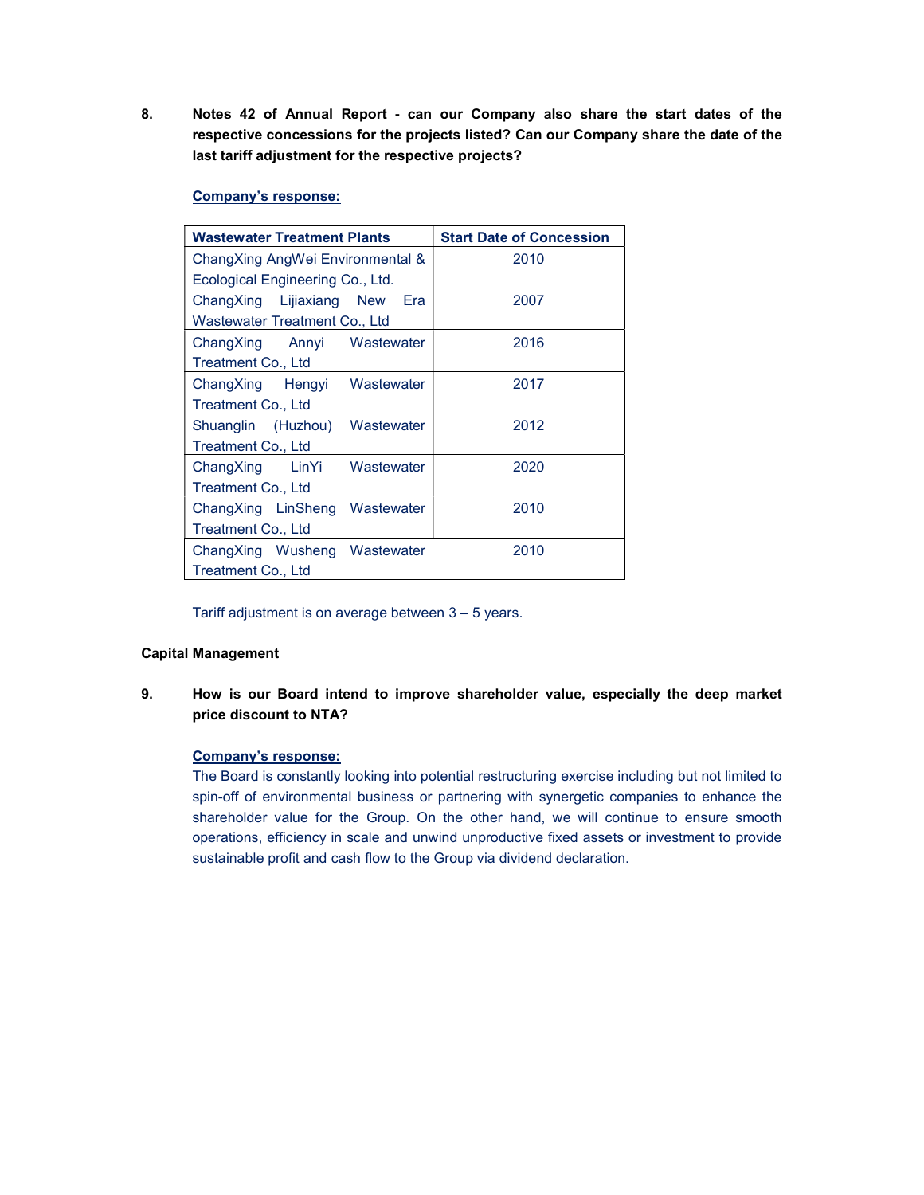**8. Notes 42 of Annual Report - can our Company also share the start dates of the respective concessions for the projects listed? Can our Company share the date of the last tariff adjustment for the respective projects?**

**<u>Company's response:</u>**

| Wastewater Treatment Plants | Start Date of Concession |
|---|---|
| ChangXing AngWei Environmental & Ecological Engineering Co., Ltd. | 2010 |
| ChangXing Lijiaxiang New Era Wastewater Treatment Co., Ltd | 2007 |
| ChangXing Annyi Wastewater Treatment Co., Ltd | 2016 |
| ChangXing Hengyi Wastewater Treatment Co., Ltd | 2017 |
| Shuanglin (Huzhou) Wastewater Treatment Co., Ltd | 2012 |
| ChangXing LinYi Wastewater Treatment Co., Ltd | 2020 |
| ChangXing LinSheng Wastewater Treatment Co., Ltd | 2010 |
| ChangXing Wusheng Wastewater Treatment Co., Ltd | 2010 |

Tariff adjustment is on average between 3 – 5 years.

**Capital Management**

**9. How is our Board intend to improve shareholder value, especially the deep market price discount to NTA?**

**<u>Company's response:</u>**

The Board is constantly looking into potential restructuring exercise including but not limited to spin-off of environmental business or partnering with synergetic companies to enhance the shareholder value for the Group. On the other hand, we will continue to ensure smooth operations, efficiency in scale and unwind unproductive fixed assets or investment to provide sustainable profit and cash flow to the Group via dividend declaration.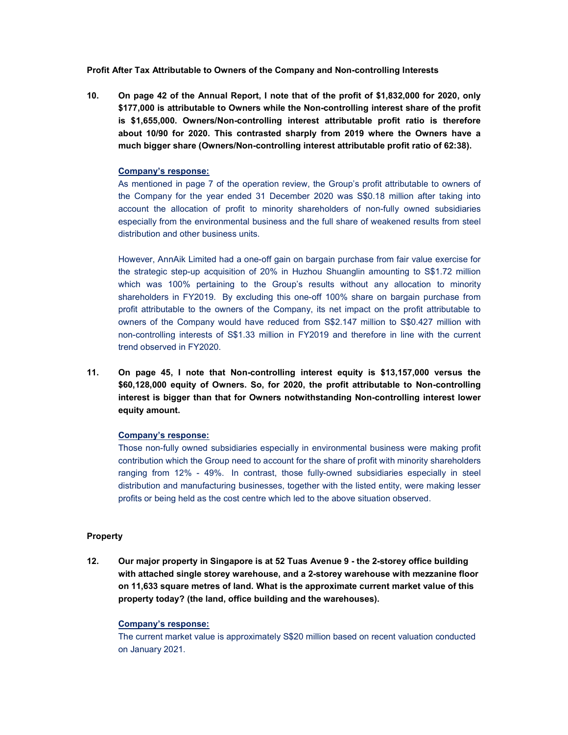**Profit After Tax Attributable to Owners of the Company and Non-controlling Interests**

**10. On page 42 of the Annual Report, I note that of the profit of $1,832,000 for 2020, only $177,000 is attributable to Owners while the Non-controlling interest share of the profit is $1,655,000. Owners/Non-controlling interest attributable profit ratio is therefore about 10/90 for 2020. This contrasted sharply from 2019 where the Owners have a much bigger share (Owners/Non-controlling interest attributable profit ratio of 62:38).**

**Company's response:**

As mentioned in page 7 of the operation review, the Group's profit attributable to owners of the Company for the year ended 31 December 2020 was S$0.18 million after taking into account the allocation of profit to minority shareholders of non-fully owned subsidiaries especially from the environmental business and the full share of weakened results from steel distribution and other business units.

However, AnnAik Limited had a one-off gain on bargain purchase from fair value exercise for the strategic step-up acquisition of 20% in Huzhou Shuanglin amounting to S$1.72 million which was 100% pertaining to the Group's results without any allocation to minority shareholders in FY2019. By excluding this one-off 100% share on bargain purchase from profit attributable to the owners of the Company, its net impact on the profit attributable to owners of the Company would have reduced from S$2.147 million to S$0.427 million with non-controlling interests of S$1.33 million in FY2019 and therefore in line with the current trend observed in FY2020.

**11. On page 45, I note that Non-controlling interest equity is $13,157,000 versus the $60,128,000 equity of Owners. So, for 2020, the profit attributable to Non-controlling interest is bigger than that for Owners notwithstanding Non-controlling interest lower equity amount.**

**Company's response:**

Those non-fully owned subsidiaries especially in environmental business were making profit contribution which the Group need to account for the share of profit with minority shareholders ranging from 12% - 49%. In contrast, those fully-owned subsidiaries especially in steel distribution and manufacturing businesses, together with the listed entity, were making lesser profits or being held as the cost centre which led to the above situation observed.

**Property**

**12. Our major property in Singapore is at 52 Tuas Avenue 9 - the 2-storey office building with attached single storey warehouse, and a 2-storey warehouse with mezzanine floor on 11,633 square metres of land. What is the approximate current market value of this property today? (the land, office building and the warehouses).**

**Company's response:**

The current market value is approximately S$20 million based on recent valuation conducted on January 2021.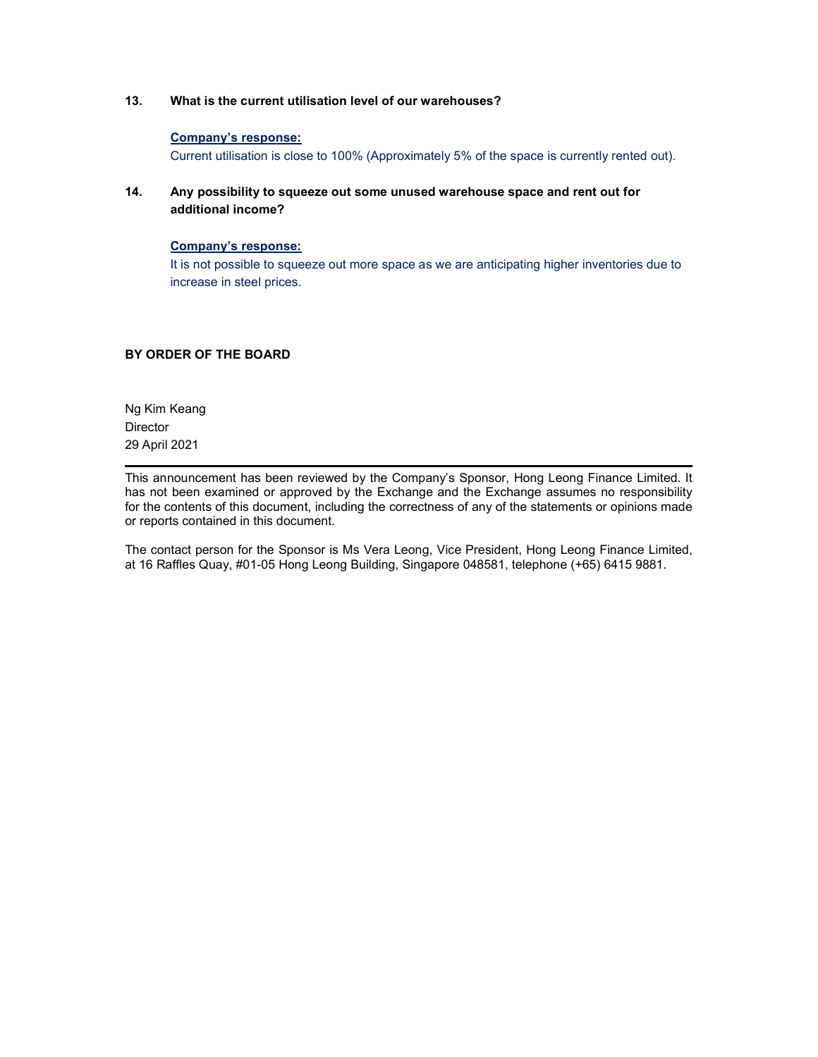**13. What is the current utilisation level of our warehouses?**

**Company's response:**

Current utilisation is close to 100% (Approximately 5% of the space is currently rented out).

**14. Any possibility to squeeze out some unused warehouse space and rent out for additional income?**

**Company's response:**

It is not possible to squeeze out more space as we are anticipating higher inventories due to increase in steel prices.

**BY ORDER OF THE BOARD**

Ng Kim Keang
Director
29 April 2021

---

This announcement has been reviewed by the Company's Sponsor, Hong Leong Finance Limited. It has not been examined or approved by the Exchange and the Exchange assumes no responsibility for the contents of this document, including the correctness of any of the statements or opinions made or reports contained in this document.

The contact person for the Sponsor is Ms Vera Leong, Vice President, Hong Leong Finance Limited, at 16 Raffles Quay, #01-05 Hong Leong Building, Singapore 048581, telephone (+65) 6415 9881.